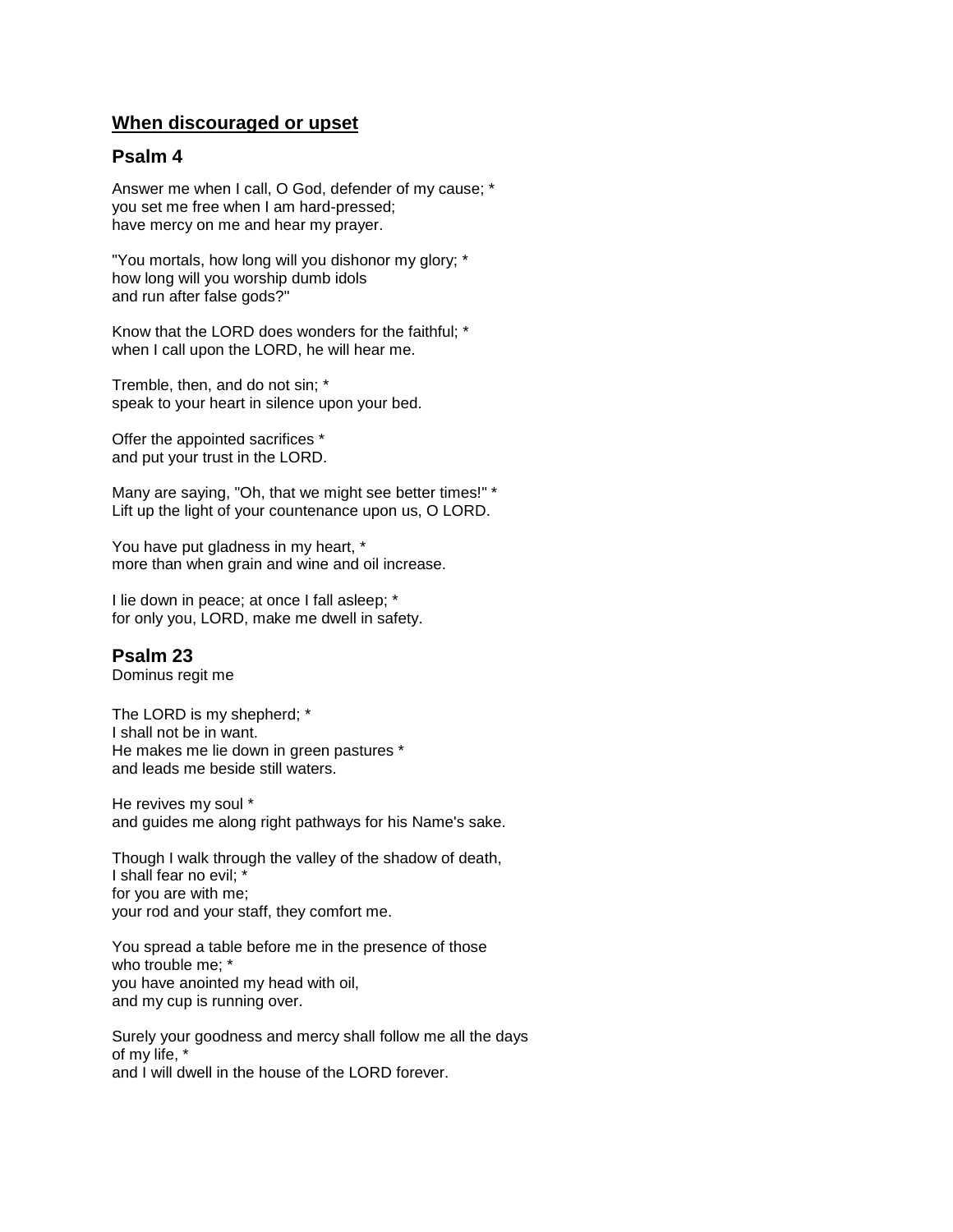## **<u>When discouraged or upset</u>**

### Psalm 4

Answer me when I call, O God, defender of my cause; *
you set me free when I am hard-pressed;
have mercy on me and hear my prayer.

"You mortals, how long will you dishonor my glory; *
how long will you worship dumb idols
and run after false gods?"

Know that the LORD does wonders for the faithful; *
when I call upon the LORD, he will hear me.

Tremble, then, and do not sin; *
speak to your heart in silence upon your bed.

Offer the appointed sacrifices *
and put your trust in the LORD.

Many are saying, "Oh, that we might see better times!" *
Lift up the light of your countenance upon us, O LORD.

You have put gladness in my heart, *
more than when grain and wine and oil increase.

I lie down in peace; at once I fall asleep; *
for only you, LORD, make me dwell in safety.

### Psalm 23

Dominus regit me

The LORD is my shepherd; *
I shall not be in want.
He makes me lie down in green pastures *
and leads me beside still waters.

He revives my soul *
and guides me along right pathways for his Name's sake.

Though I walk through the valley of the shadow of death,
I shall fear no evil; *
for you are with me;
your rod and your staff, they comfort me.

You spread a table before me in the presence of those
who trouble me; *
you have anointed my head with oil,
and my cup is running over.

Surely your goodness and mercy shall follow me all the days
of my life, *
and I will dwell in the house of the LORD forever.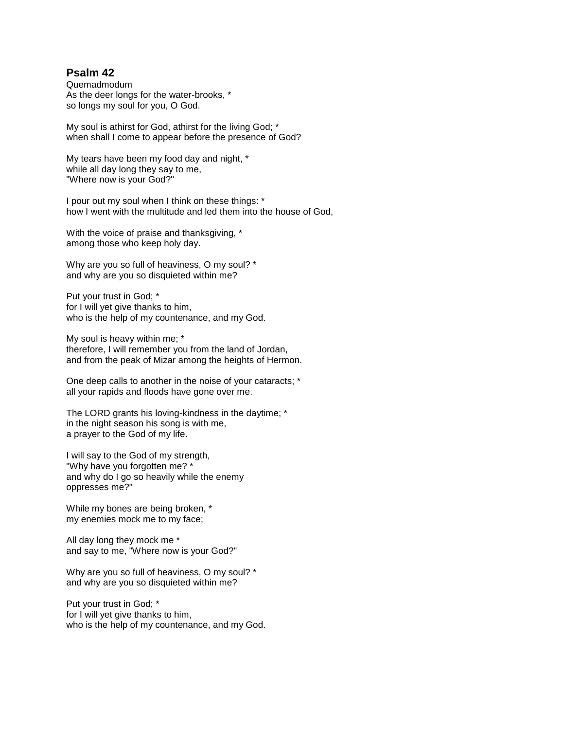## Psalm 42

Quemadmodum

As the deer longs for the water-brooks, *
so longs my soul for you, O God.

My soul is athirst for God, athirst for the living God; *
when shall I come to appear before the presence of God?

My tears have been my food day and night, *
while all day long they say to me,
"Where now is your God?"

I pour out my soul when I think on these things: *
how I went with the multitude and led them into the house of God,

With the voice of praise and thanksgiving, *
among those who keep holy day.

Why are you so full of heaviness, O my soul? *
and why are you so disquieted within me?

Put your trust in God; *
for I will yet give thanks to him,
who is the help of my countenance, and my God.

My soul is heavy within me; *
therefore, I will remember you from the land of Jordan,
and from the peak of Mizar among the heights of Hermon.

One deep calls to another in the noise of your cataracts; *
all your rapids and floods have gone over me.

The LORD grants his loving-kindness in the daytime; *
in the night season his song is with me,
a prayer to the God of my life.

I will say to the God of my strength,
"Why have you forgotten me? *
and why do I go so heavily while the enemy
oppresses me?"

While my bones are being broken, *
my enemies mock me to my face;

All day long they mock me *
and say to me, "Where now is your God?"

Why are you so full of heaviness, O my soul? *
and why are you so disquieted within me?

Put your trust in God; *
for I will yet give thanks to him,
who is the help of my countenance, and my God.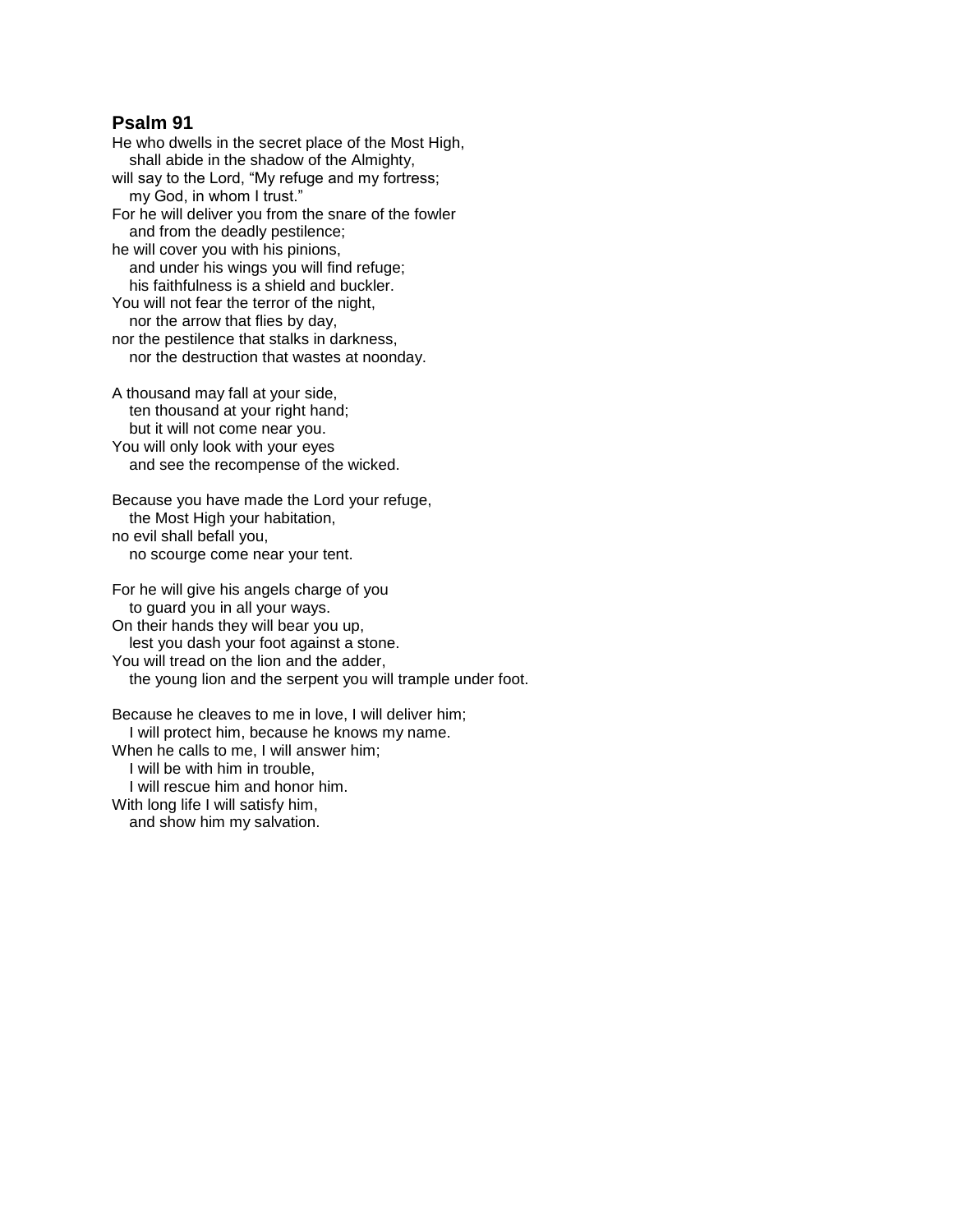## Psalm 91

He who dwells in the secret place of the Most High,
   shall abide in the shadow of the Almighty,
will say to the Lord, "My refuge and my fortress;
   my God, in whom I trust."
For he will deliver you from the snare of the fowler
   and from the deadly pestilence;
he will cover you with his pinions,
   and under his wings you will find refuge;
   his faithfulness is a shield and buckler.
You will not fear the terror of the night,
   nor the arrow that flies by day,
nor the pestilence that stalks in darkness,
   nor the destruction that wastes at noonday.

A thousand may fall at your side,
   ten thousand at your right hand;
   but it will not come near you.
You will only look with your eyes
   and see the recompense of the wicked.

Because you have made the Lord your refuge,
   the Most High your habitation,
no evil shall befall you,
   no scourge come near your tent.

For he will give his angels charge of you
   to guard you in all your ways.
On their hands they will bear you up,
   lest you dash your foot against a stone.
You will tread on the lion and the adder,
   the young lion and the serpent you will trample under foot.

Because he cleaves to me in love, I will deliver him;
   I will protect him, because he knows my name.
When he calls to me, I will answer him;
   I will be with him in trouble,
   I will rescue him and honor him.
With long life I will satisfy him,
   and show him my salvation.